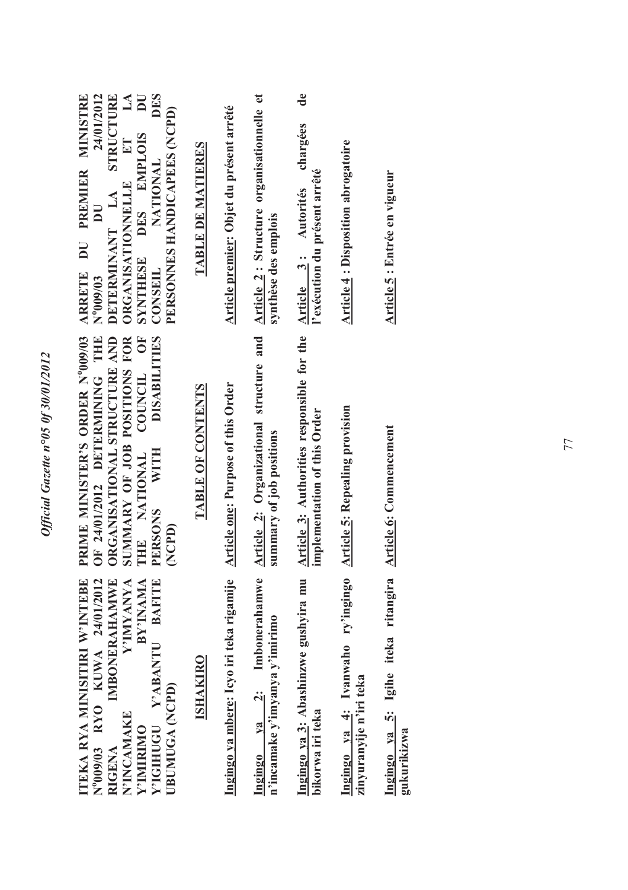**ITEKA RYA MINISITIRI W'INTEBE N$^{0}$009/03 RYO KUWA 24/01/2012 RIGENA IMBONERAHAMWE N'INCAMAKE Y'IMYANYA Y'IMIRIMO BY'INAMA Y'IGIHUGU Y'ABANTU BAFITE UBUMUGA (NCPD)**

**ISHAKIRO**

Ingingo ya mbere: Icyo iri teka rigamije

Ingingo ya 2: Imbonerahamwe n'incamake y'imyanya y'imirimo

Ingingo ya 3: Abashinzwe gushyira mu bikorwa iri teka

Ingingo ya 4: Ivanwaho ry'ingingo zinyuranyije n'iri teka

Ingingo ya 5: Igihe iteka ritangira gukurikizwa

**PRIME MINISTER'S ORDER N$^{0}$009/03 OF 24/01/2012 DETERMINING THE ORGANISATIONAL STRUCTURE AND SUMMARY OF JOB POSITIONS FOR THE NATIONAL COUNCIL OF PERSONS WITH DISABILITIES (NCPD)**

**TABLE OF CONTENTS**

Article one: Purpose of this Order

Article 2: Organizational structure and summary of job positions

Article 3: Authorities responsible for the implementation of this Order

Article 5: Repealing provision

Article 6: Commencement

**ARRETE DU PREMIER MINISTRE N$^{0}$009/03 DU 24/01/2012 DETERMINANT LA STRUCTURE ORGANISATIONNELLE ET LA SYNTHESE DES EMPLOIS DU CONSEIL NATIONAL DES PERSONNES HANDICAPEES (NCPD)**

**TABLE DE MATIERES**

Article premier: Objet du présent arrêté

Article 2 : Structure organisationnelle et synthèse des emplois

Article 3 : Autorités chargées de l'exécution du présent arrêté

Article 4 : Disposition abrogatoire

Article 5 : Entrée en vigueur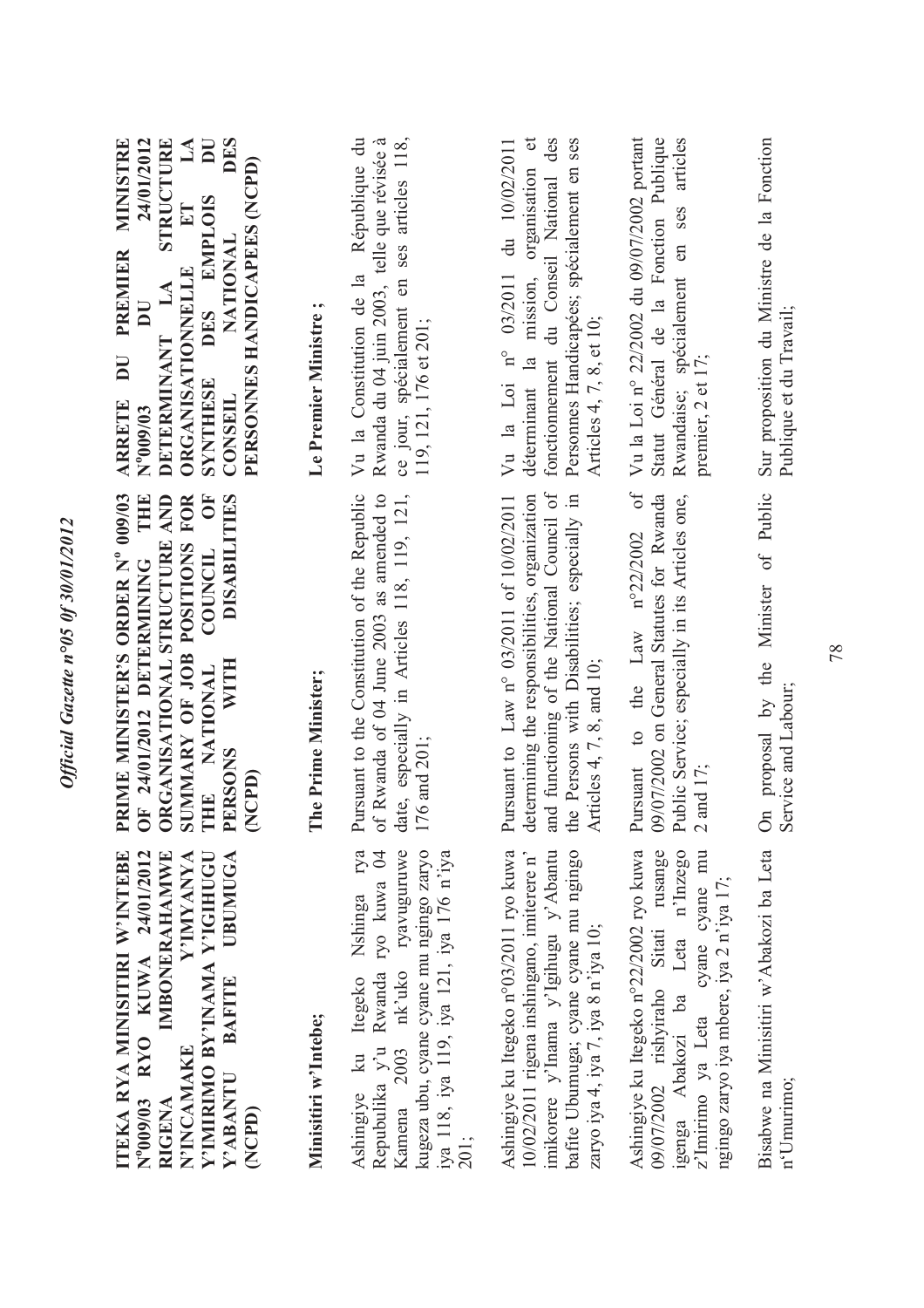**ITEKA RYA MINISITIRI W'INTEBE N°009/03 RYO KUWA 24/01/2012 RIGENA IMBONERAHAMWE N'INCAMAKE Y'IMYANYA Y'IMIRIMO BY'INAMA Y'IGIHUGU Y'ABANTU BAFITE UBUMUGA (NCPD)**

**Minisitiri w'Intebe;**

Ashingiye ku Itegeko Nshinga rya Repubulika y'u Rwanda ryo kuwa 04 Kamena 2003 nk'uko ryavuguruwe kugeza ubu, cyane cyane mu ngingo zaryo iya 118, iya 119, iya 121, iya 176 n'iya 201;

Ashingiye ku Itegeko n°03/2011 ryo kuwa 10/02/2011 rigena inshingano, imiterere n' imikorere y'Inama y'Igihugu y'Abantu bafite Ubumuga; cyane cyane mu ngingo zaryo iya 4, iya 7, iya 8 n'iya 10;

Ashingiye ku Itegeko n°22/2002 ryo kuwa 09/07/2002 rishyiraho Sitati rusange igenga Abakozi ba Leta n'Inzego z'Imirimo ya Leta cyane cyane mu ngingo zaryo iya mbere, iya 2 n'iya 17;

Bisabwe na Minisitiri w'Abakozi ba Leta n'Umurimo;

**PRIME MINISTER'S ORDER N° 009/03 OF 24/01/2012 DETERMINING THE ORGANISATIONAL STRUCTURE AND SUMMARY OF JOB POSITIONS FOR THE NATIONAL COUNCIL OF PERSONS WITH DISABILITIES (NCPD)**

**The Prime Minister;**

Pursuant to the Constitution of the Republic of Rwanda of 04 June 2003 as amended to date, especially in Articles 118, 119, 121, 176 and 201;

Pursuant to Law n° 03/2011 of 10/02/2011 determining the responsibilities, organization and functioning of the National Council of the Persons with Disabilities; especially in Articles 4, 7, 8, and 10;

Pursuant to the Law n°22/2002 of 09/07/2002 on General Statutes for Rwanda Public Service; especially in its Articles one, 2 and 17;

On proposal by the Minister of Public Service and Labour;

**ARRETE DU PREMIER MINISTRE N°009/03 DU 24/01/2012 DETERMINANT LA STRUCTURE ORGANISATIONNELLE ET LA SYNTHESE DES EMPLOIS DU CONSEIL NATIONAL DES PERSONNES HANDICAPEES (NCPD)**

**Le Premier Ministre ;**

Vu la Constitution de la République du Rwanda du 04 juin 2003, telle que révisée à ce jour, spécialement en ses articles 118, 119, 121, 176 et 201;

Vu la Loi n° 03/2011 du 10/02/2011 déterminant la mission, organisation et fonctionnement du Conseil National des Personnes Handicapées; spécialement en ses Articles 4, 7, 8, et 10;

Vu la Loi n° 22/2002 du 09/07/2002 portant Statut Général de la Fonction Publique Rwandaise; spécialement en ses articles premier, 2 et 17;

Sur proposition du Ministre de la Fonction Publique et du Travail;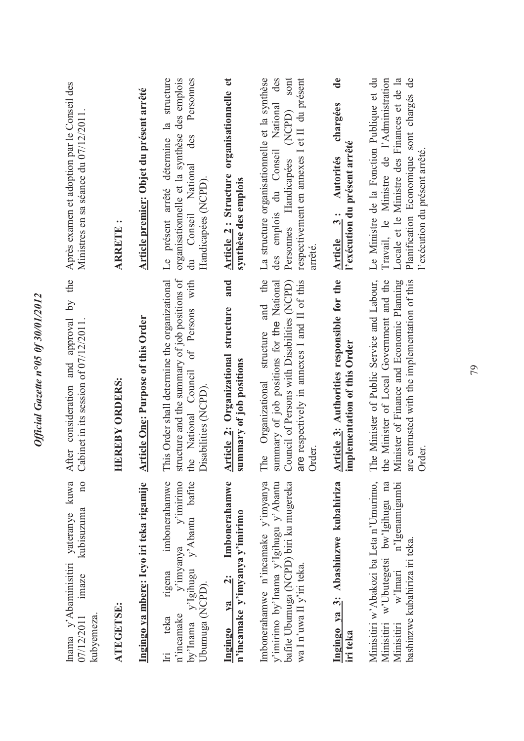Inama y'Abaminisitiri yateranye kuwa 07/12/2011 imaze kubisuzuma no kubyemeza.

**ATEGETSE:**

**Ingingo ya mbere: Icyo iri teka rigamije**

Iri teka rigena imbonerahamwe n'incamake y'imyanya y'imirimo by'Inama y'Igihugu y'Abantu bafite Ubumuga (NCPD).

**Ingingo ya 2: Imbonerahamwe n'incamake y'imyanya y'imirimo**

Imbonerahamwe n'incamake y'imyanya y'imirimo by'Inama y'Igihugu y'Abantu bafite Ubumuga (NCPD) biri ku mugereka wa I n'uwa II y'iri teka.

**Ingingo ya 3: Abashinzwe kubahiriza iri teka**

Minisitiri w'Abakozi ba Leta n'Umurimo, Minisitiri w'Ubutegetsi bw'Igihugu na Minisitiri w'Imari n'Igenamigambi bashinzwe kubahiriza iri teka.

After consideration and approval by the Cabinet in its session of 07/12/2011.

**HEREBY ORDERS:**

**Article One: Purpose of this Order**

This Order shall determine the organizational structure and the summary of job positions of the National Council of Persons with Disabilities (NCPD).

**Article 2: Organizational structure and summary of job positions**

The Organizational structure and the summary of job positions for the National Council of Persons with Disabilities (NCPD) are respectively in annexes I and II of this Order.

**Article 3: Authorities responsible for the implementation of this Order**

The Minister of Public Service and Labour, the Minister of Local Government and the Minister of Finance and Economic Planning are entrusted with the implementation of this Order.

Après examen et adoption par le Conseil des Ministres en sa séance du 07/12/2011.

**ARRETE :**

**Article premier: Objet du présent arrêté**

Le présent arrêté détermine la structure organisationnelle et la synthèse des emplois du Conseil National des Personnes Handicapées (NCPD).

**Article 2 : Structure organisationnelle et synthèse des emplois**

La structure organisationnelle et la synthèse des emplois du Conseil National des Personnes Handicapées (NCPD) sont respectivement en annexes I et II du présent arrêté.

**Article 3 : Autorités chargées de l'exécution du présent arrêté**

Le Ministre de la Fonction Publique et du Travail, le Ministre de l'Administration Locale et le Ministre des Finances et de la Planification Economique sont chargés de l'exécution du présent arrêté.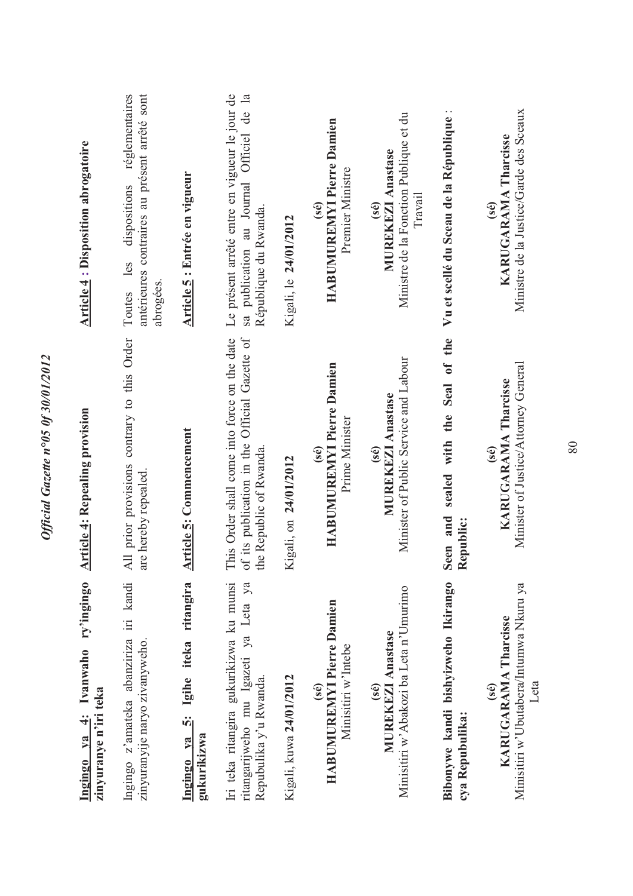**Ingingo ya 4: Ivanwaho ry'ingingo zinyuranye n'iri teka**

Ingingo z'amateka abanziriza iri kandi zinyuranyije naryo zivanyweho.

**Ingingo ya 5: Igihe iteka ritangira gukurikizwa**

Iri teka ritangira gukurikizwa ku munsi ritangarijweho mu Igazeti ya Leta ya Repubulika y'u Rwanda.

Kigali, kuwa **24/01/2012**

**(sé)**
**HABUMUREMYI Pierre Damien**
Minisitiri w'Intebe

**(sé)**
**MUREKEZI Anastase**
Minisitiri w'Abakozi ba Leta n'Umurimo

**Bibonywe kandi bishyizweho Ikirango cya Repubulika:**

**(sé)**
**KARUGARAMA Tharcisse**
Minisitiri w'Ubutabera/Intumwa Nkuru ya Leta

**Article 4: Repealing provision**

All prior provisions contrary to this Order are hereby repealed.

**Article 5: Commencement**

This Order shall come into force on the date of its publication in the Official Gazette of the Republic of Rwanda.

Kigali, on **24/01/2012**

**(sé)**
**HABUMUREMYI Pierre Damien**
Prime Minister

**(sé)**
**MUREKEZI Anastase**
Minister of Public Service and Labour

**Seen and sealed with the Seal of the Republic:**

**(sé)**
**KARUGARAMA Tharcisse**
Minister of Justice/Attorney General

**Article 4 : Disposition abrogatoire**

Toutes les dispositions réglementaires antérieures contraires au présent arrêté sont abrogées.

**Article 5 : Entrée en vigueur**

Le présent arrêté entre en vigueur le jour de sa publication au Journal Officiel de la République du Rwanda.

Kigali, le **24/01/2012**

**(sé)**
**HABUMUREMYI Pierre Damien**
Premier Ministre

**(sé)**
**MUREKEZI Anastase**
Ministre de la Fonction Publique et du Travail

**Vu et scellé du Sceau de la République** :

**(sé)**
**KARUGARAMA Tharcisse**
Ministre de la Justice/Garde des Sceaux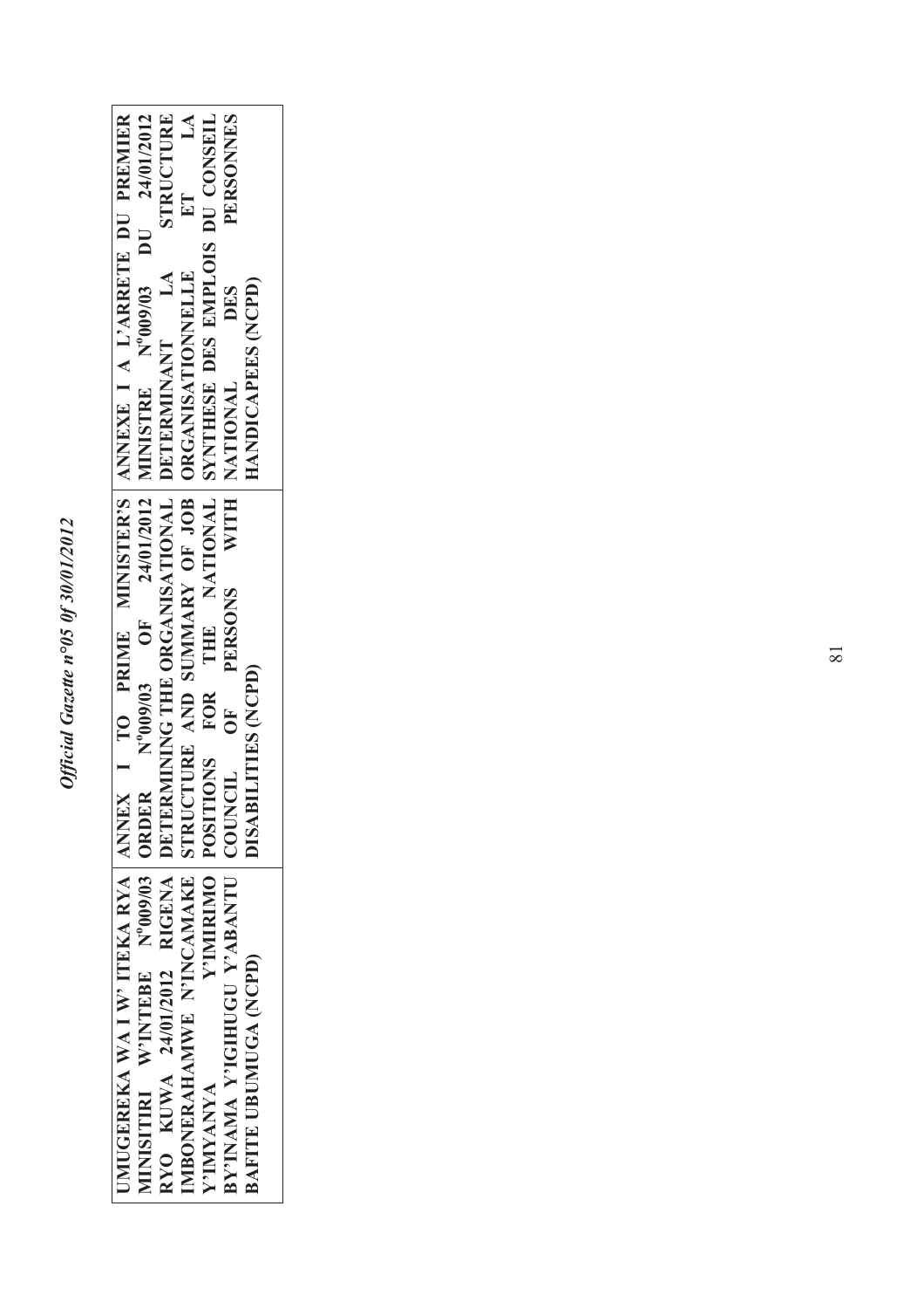| UMUGEREKA WA I W' ITEKA RYA MINISITIRI W'INTEBE N°009/03 RYO KUWA 24/01/2012 RIGENA IMBONERAHAMWE N'INCAMAKE Y'IMYANYA Y'IMIRIMO BY'INAMA Y'IGIHUGU Y'ABANTU BAFITE UBUMUGA (NCPD) | ANNEX I TO PRIME MINISTER'S ORDER N°009/03 OF 24/01/2012 DETERMINING THE ORGANISATIONAL STRUCTURE AND SUMMARY OF JOB POSITIONS FOR THE NATIONAL COUNCIL OF PERSONS WITH DISABILITIES (NCPD) | ANNEXE I A L'ARRETE DU PREMIER MINISTRE N°009/03 DU 24/01/2012 DETERMINANT LA STRUCTURE ORGANISATIONNELLE ET LA SYNTHESE DES EMPLOIS DU CONSEIL NATIONAL DES PERSONNES HANDICAPEES (NCPD) |
|---|---|---|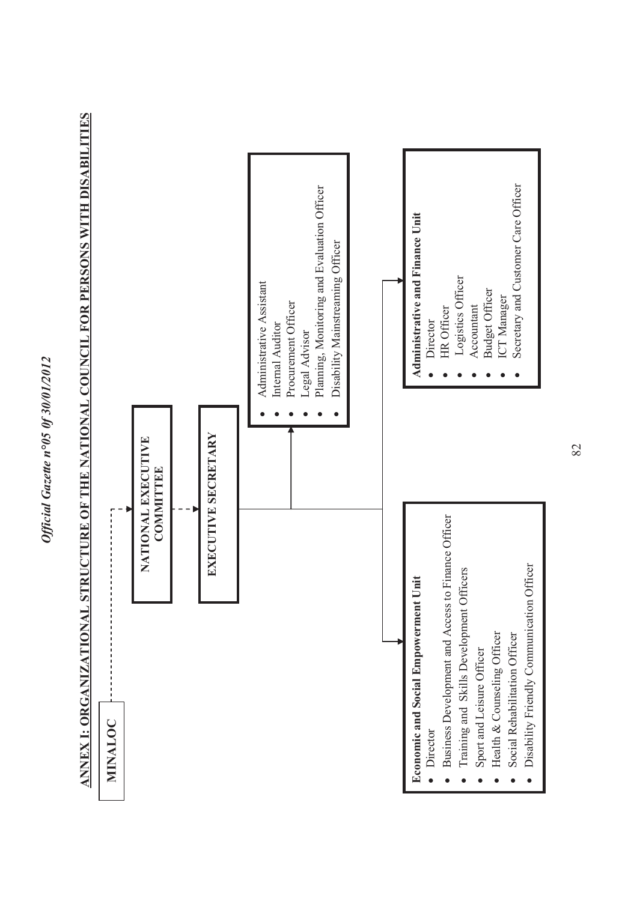## ANNEX I: ORGANIZATIONAL STRUCTURE OF THE NATIONAL COUNCIL FOR PERSONS WITH DISABILITIES

**MINALOC**

**NATIONAL EXECUTIVE COMMITTEE**

**EXECUTIVE SECRETARY**

- Administrative Assistant
- Internal Auditor
- Procurement Officer
- Legal Advisor
- Planning, Monitoring and Evaluation Officer
- Disability Mainstreaming Officer

**Economic and Social Empowerment Unit**

- Director
- Business Development and Access to Finance Officer
- Training and Skills Development Officers
- Sport and Leisure Officer
- Health & Counseling Officer
- Social Rehabilitation Officer
- Disability Friendly Communication Officer

**Administrative and Finance Unit**

- Director
- HR Officer
- Logistics Officer
- Accountant
- Budget Officer
- ICT Manager
- Secretary and Customer Care Officer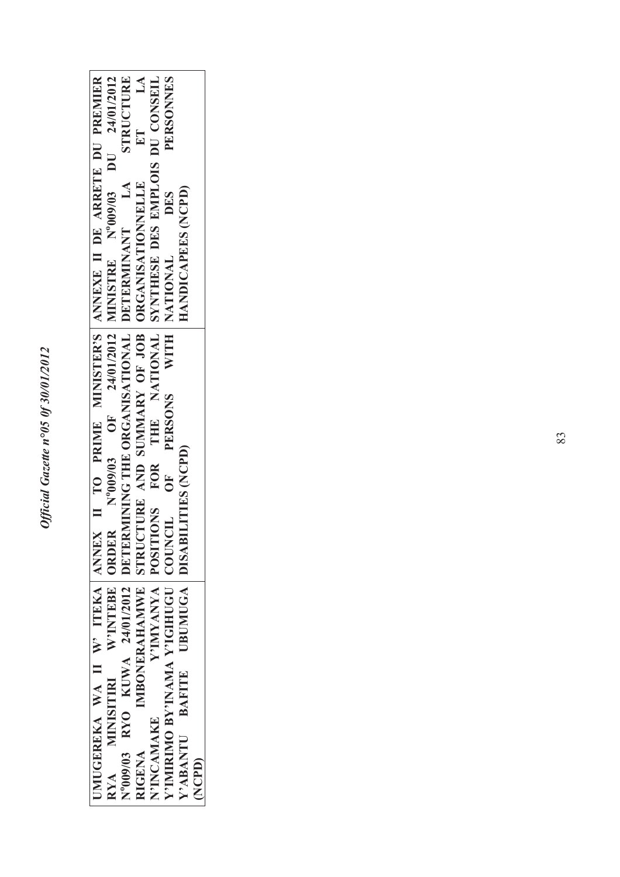| UMUGEREKA WA II W' ITEKA RYA MINISITIRI W'INTEBE N°009/03 RYO KUWA 24/01/2012 RIGENA IMBONERAHAMWE N'INCAMAKE Y'IMYANYA Y'IMIRIMO BY'INAMA Y'IGIHUGU Y'ABANTU BAFITE UBUMUGA (NCPD) | ANNEX II TO PRIME MINISTER'S ORDER N°009/03 OF 24/01/2012 DETERMINING THE ORGANISATIONAL STRUCTURE AND SUMMARY OF JOB POSITIONS FOR THE NATIONAL COUNCIL OF PERSONS WITH DISABILITIES (NCPD) | ANNEXE II DE ARRETE DU PREMIER MINISTRE N°009/03 DU 24/01/2012 DETERMINANT LA STRUCTURE ORGANISATIONNELLE ET LA SYNTHESE DES EMPLOIS DU CONSEIL NATIONAL DES PERSONNES HANDICAPEES (NCPD) |
|---|---|---|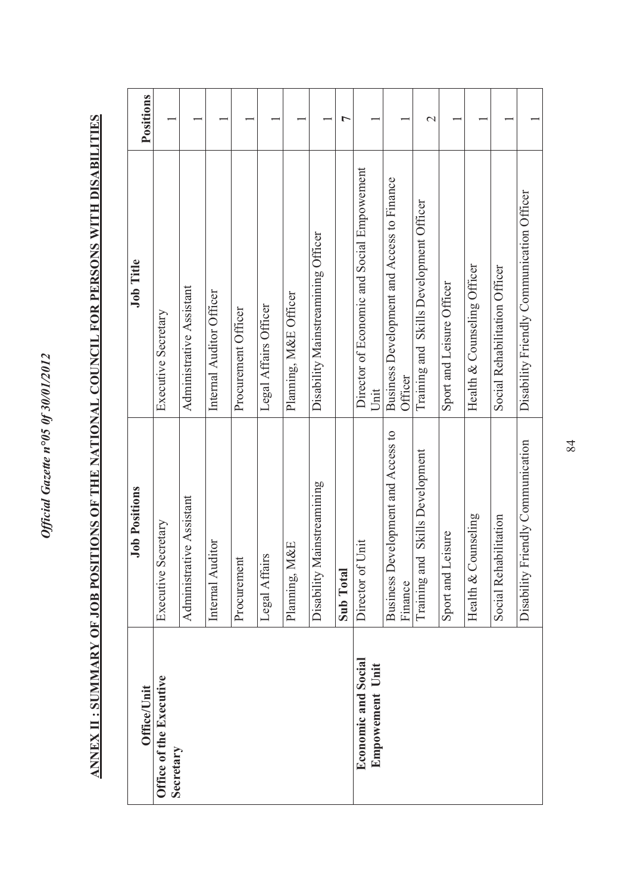## ANNEX II : SUMMARY OF JOB POSITIONS OF THE NATIONAL COUNCIL FOR PERSONS WITH DISABILITIES

| Office/Unit | Job Positions | Job Title | Positions |
|---|---|---|---|
| **Office of the Executive Secretary** | Executive Secretary | Executive Secretary | 1 |
| | Administrative Assistant | Administrative Assistant | 1 |
| | Internal Auditor | Internal Auditor Officer | 1 |
| | Procurement | Procurement Officer | 1 |
| | Legal Affairs | Legal Affairs Officer | 1 |
| | Planning, M&E | Planning, M&E Officer | 1 |
| | Disability Mainstreamining | Disability Mainstreamining Officer | 1 |
| | **Sub Total** | | **7** |
| **Economic and Social Empowement Unit** | Director of Unit | Director of Economic and Social Empowement Unit | 1 |
| | Business Development and Access to Finance | Business Development and Access to Finance Officer | 1 |
| | Training and Skills Development | Training and Skills Development Officer | 2 |
| | Sport and Leisure | Sport and Leisure Officer | 1 |
| | Health & Counseling | Health & Counseling Officer | 1 |
| | Social Rehabilitation | Social Rehabilitation Officer | 1 |
| | Disability Friendly Communication | Disability Friendly Communication Officer | 1 |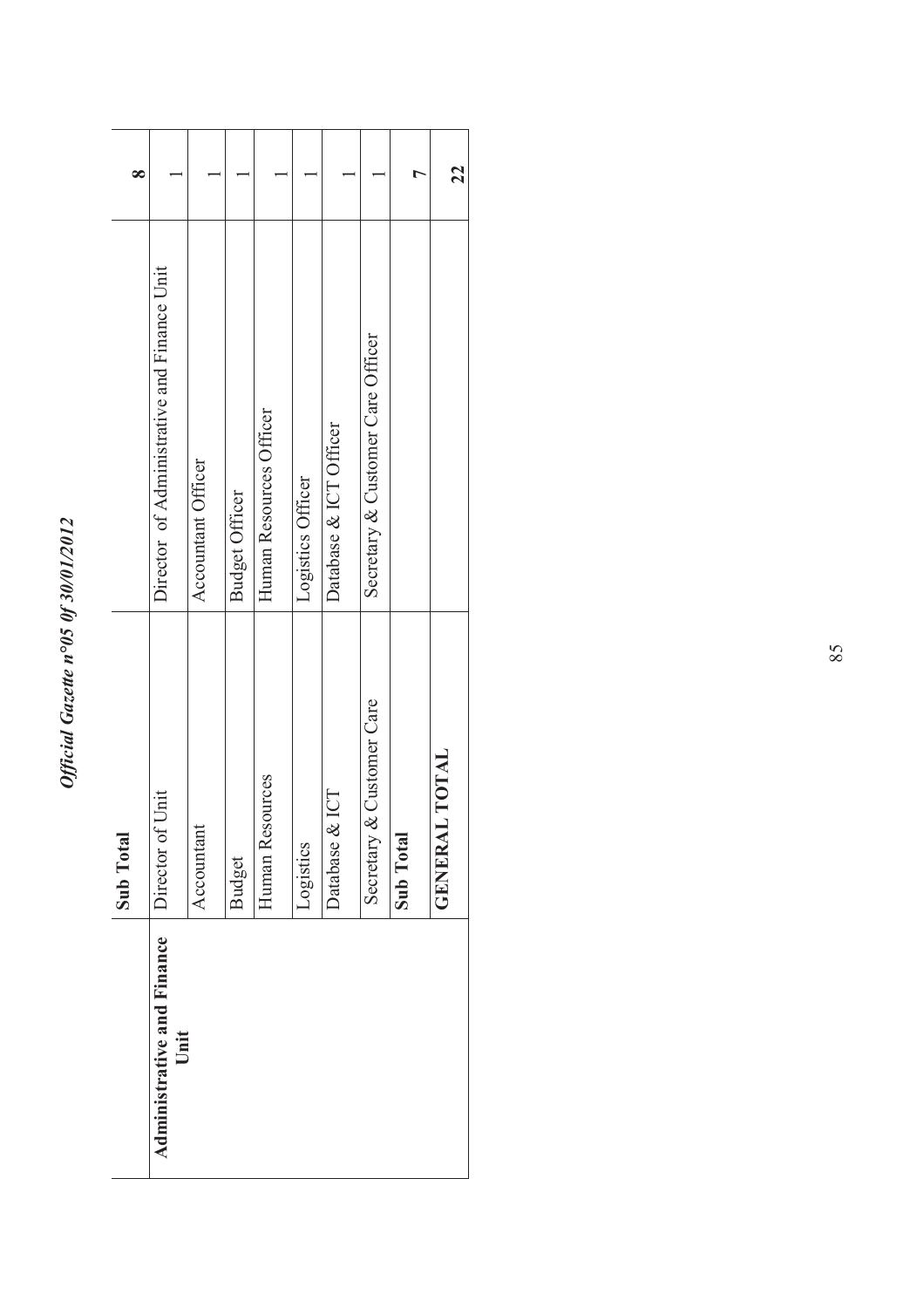| | | | |
|---|---|---|---|
| | **Sub Total** | | **8** |
| **Administrative and Finance Unit** | Director of Unit | Director of Administrative and Finance Unit | 1 |
| | Accountant | Accountant Officer | 1 |
| | Budget | Budget Officer | 1 |
| | Human Resources | Human Resources Officer | 1 |
| | Logistics | Logistics Officer | 1 |
| | Database & ICT | Database & ICT Officer | 1 |
| | Secretary & Customer Care | Secretary & Customer Care Officer | 1 |
| | **Sub Total** | | **7** |
| | **GENERAL TOTAL** | | **22** |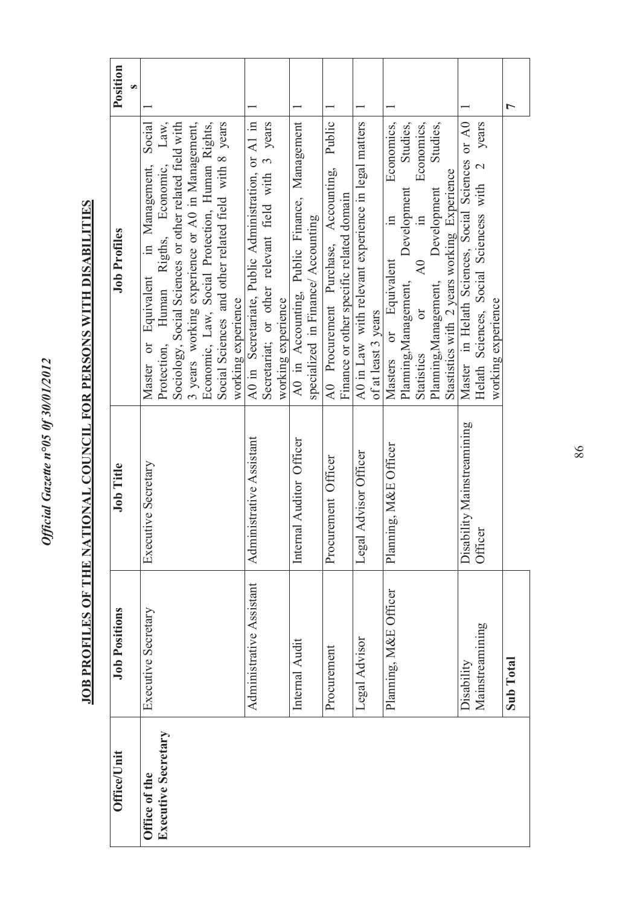## JOB PROFILES OF THE NATIONAL COUNCIL FOR PERSONS WITH DISABILITIES

| Office/Unit | Job Positions | Job Title | Job Profiles | Positions |
|---|---|---|---|---|
| **Office of the Executive Secretary** | Executive Secretary | Executive Secretary | Master or Equivalent in Management, Social Protection, Human Rigths, Economic, Law, Sociology, Social Sciences or other related field with 3 years working experience or A0 in Management, Economic, Law, Social Protection, Human Rights, Social Sciences and other related field with 8 years working experience | 1 |
| | Administrative Assistant | Administrative Assistant | A0 in Secretariate, Public Administration, or A1 in Secretariat; or other relevant field with 3 years working experience | 1 |
| | Internal Audit | Internal Auditor Officer | A0 in Accounting, Public Finance, Management specialized in Finance/ Accounting | 1 |
| | Procurement | Procurement Officer | A0 Procurement Purchase, Accounting, Public Finance or other specific related domain | 1 |
| | Legal Advisor | Legal Advisor Officer | A0 in Law with relevant experience in legal matters of at least 3 years | 1 |
| | Planning, M&E Officer | Planning, M&E Officer | Masters or Equivalent in Economics, Planning,Managemnt, Development Studies, Statistics or A0 in Economics, Planning,Management, Development Studies, Stastistics with 2 years working Experience | 1 |
| | Disability Mainstreamining | Disability Mainstreamining Officer | Master in Helath Sciences, Social Sciences or A0 Helath Sciences, Social Sciencess with 2 years working experience | 1 |
| | **Sub Total** | | | **7** |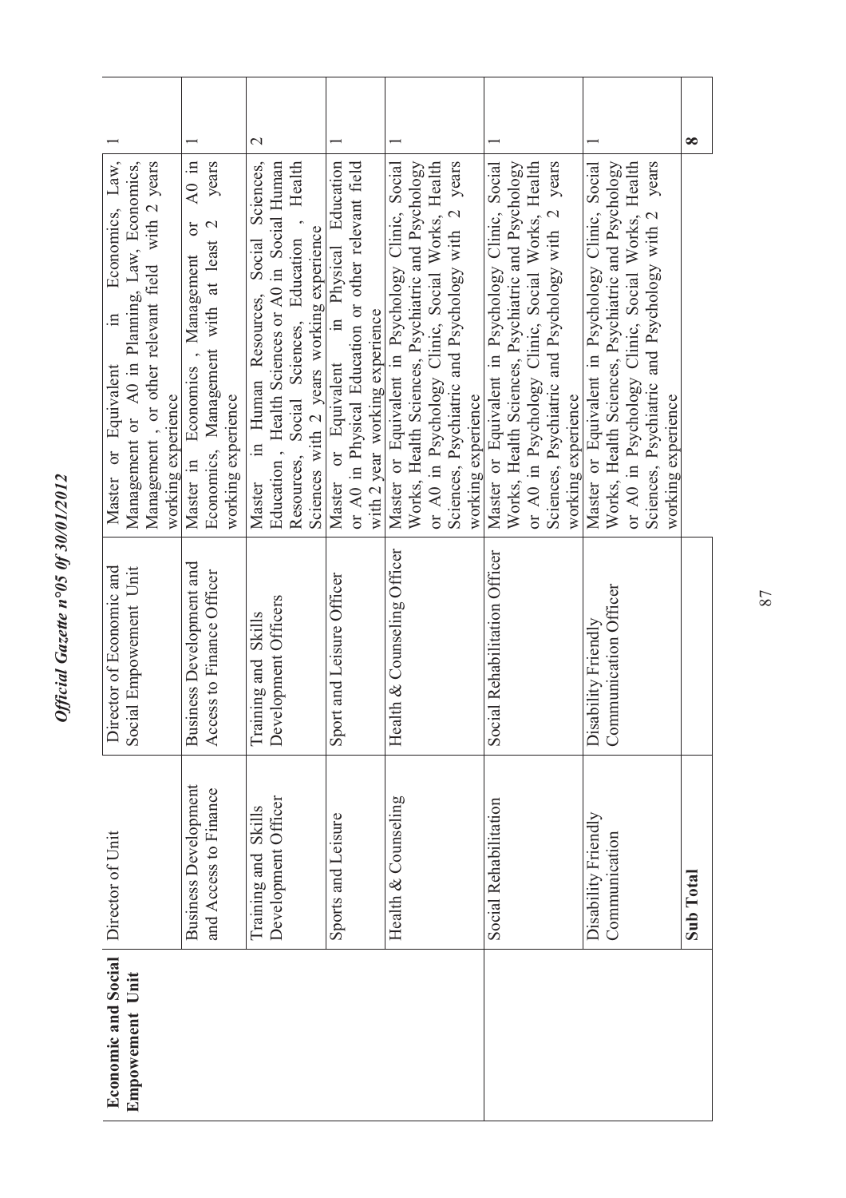| Economic and Social Empowement Unit | Director of Unit | Director of Economic and Social Empowement Unit | Master or Equivalent in Economics, Law, Management or A0 in Planning, Law, Economics, Management , or other relevant field with 2 years working experience | 1 |
|---|---|---|---|---|
| | Business Development and Access to Finance | Business Development and Access to Finance Officer | Master in Economics , Management or A0 in Economics, Management with at least 2 years working experience | 1 |
| | Training and Skills Development Officer | Training and Skills Development Officers | Master in Human Resources, Social Sciences, Education , Health Sciences or A0 in Social Human Resources, Social Sciences, Education , Health Sciences with 2 years working experience | 2 |
| | Sports and Leisure | Sport and Leisure Officer | Master or Equivalent in Physical Education or A0 in Physical Education or other relevant field with 2 year working experience | 1 |
| | Health & Counseling | Health & Counseling Officer | Master or Equivalent in Psychology Clinic, Social Works, Health Sciences, Psychiatric and Psychology or A0 in Psychology Clinic, Social Works, Health Sciences, Psychiatric and Psychology with 2 years working experience | 1 |
| | Social Rehabilitation | Social Rehabilitation Officer | Master or Equivalent in Psychology Clinic, Social Works, Health Sciences, Psychiatric and Psychology or A0 in Psychology Clinic, Social Works, Health Sciences, Psychiatric and Psychology with 2 years working experience | 1 |
| | Disability Friendly Communication | Disability Friendly Communication Officer | Master or Equivalent in Psychology Clinic, Social Works, Health Sciences, Psychiatric and Psychology or A0 in Psychology Clinic, Social Works, Health Sciences, Psychiatric and Psychology with 2 years working experience | 1 |
| | **Sub Total** | | | **8** |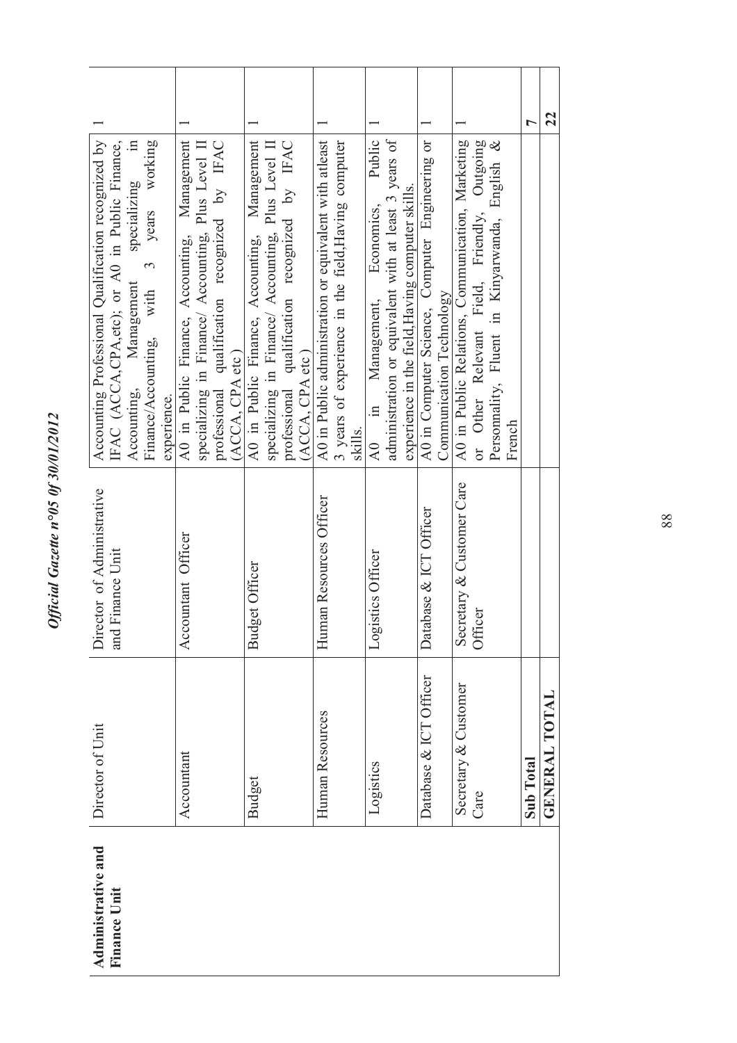| Administrative and Finance Unit | Director of Unit | Director of Administrative and Finance Unit | Accounting Professional Qualification recognized by IFAC (ACCA,CPA,etc); or A0 in Public Finance, Accounting, Management specializing in Finance/Accounting, with 3 years working experience. | 1 |
|---|---|---|---|---|
| | Accountant | Accountant Officer | A0 in Public Finance, Accounting, Management specializing in Finance/ Accounting, Plus Level II professional qualification recognized by IFAC (ACCA, CPA etc ) | 1 |
| | Budget | Budget Officer | A0 in Public Finance, Accounting, Management specializing in Finance/ Accounting, Plus Level II professional qualification recognized by IFAC (ACCA, CPA etc ) | 1 |
| | Human Resources | Human Resources Officer | A0 in Public administration or equivalent with atleast 3 years of experience in the field,Having computer skills. | 1 |
| | Logistics | Logistics Officer | A0 in Management, Economics, Public administration or equivalent with at least 3 years of experience in the field,Having computer skills. | 1 |
| | Database & ICT Officer | Database & ICT Officer | A0 in Computer Science, Computer Engineering or Communication Technology | 1 |
| | Secretary & Customer Care | Secretary & Customer Care Officer | A0 in Public Relations, Communication, Marketing or Other Relevant Field, Friendly, Outgoing Personnality, Fluent in Kinyarwanda, English & French | 1 |
| | **Sub Total** | | | **7** |
| | **GENERAL TOTAL** | | | **22** |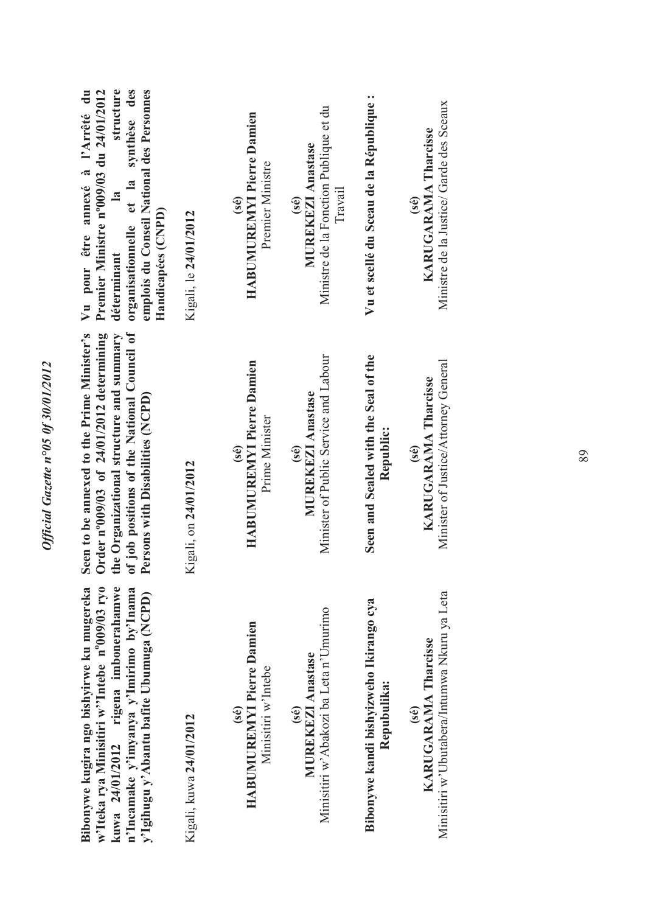**Bibonywe kugira ngo bishyirwe ku mugereka w'Iteka rya Minisitiri w'Intebe nº009/03 ryo kuwa 24/01/2012 rigena imbonerahamwe n'Incamake y'imyanya y'Imirimo by'Inama y'Igihugu y'Abantu bafite Ubumuga (NCPD)**

Kigali, kuwa **24/01/2012**

**(sé)**
**HABUMUREMYI Pierre Damien**
Minisitiri w'Intebe

**(sé)**
**MUREKEZI Anastase**
Minisitiri w'Abakozi ba Leta n'Umurimo

**Bibonywe kandi bishyizweho Ikirango cya Repubulika:**

**(sé)**
**KARUGARAMA Tharcisse**
Minisitiri w'Ubutabera/Intumwa Nkuru ya Leta

**Seen to be annexed to the Prime Minister's Order nº009/03 of 24/01/2012 determining the Organizational structure and summary of job positions of the National Council of Persons with Disabilities (NCPD)**

Kigali, on **24/01/2012**

**(sé)**
**HABUMUREMYI Pierre Damien**
Prime Minister

**(sé)**
**MUREKEZI Anastase**
Minister of Public Service and Labour

**Seen and Sealed with the Seal of the Republic:**

**(sé)**
**KARUGARAMA Tharcisse**
Minister of Justice/Attorney General

**Vu pour être annexé à l'Arrêté du Premier Ministre nº009/03 du 24/01/2012 déterminant la structure organisationnelle et la synthèse des emplois du Conseil National des Personnes Handicapées (CNPD)**

Kigali, le **24/01/2012**

**(sé)**
**HABUMUREMYI Pierre Damien**
Premier Ministre

**(sé)**
**MUREKEZI Anastase**
Ministre de la Fonction Publique et du Travail

**Vu et scellé du Sceau de la République :**

**(sé)**
**KARUGARAMA Tharcisse**
Ministre de la Justice/ Garde des Sceaux